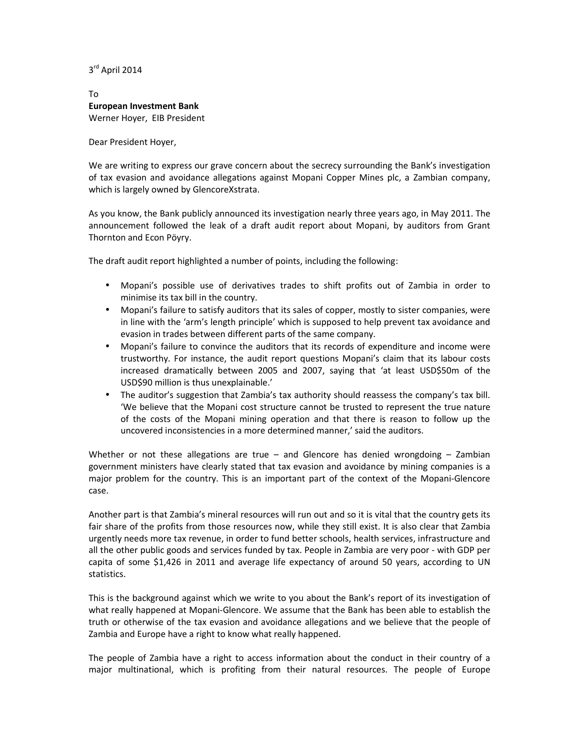3rd April 2014

To
**European Investment Bank**
Werner Hoyer, EIB President

Dear President Hoyer,

We are writing to express our grave concern about the secrecy surrounding the Bank's investigation of tax evasion and avoidance allegations against Mopani Copper Mines plc, a Zambian company, which is largely owned by GlencoreXstrata.

As you know, the Bank publicly announced its investigation nearly three years ago, in May 2011. The announcement followed the leak of a draft audit report about Mopani, by auditors from Grant Thornton and Econ Pöyry.

The draft audit report highlighted a number of points, including the following:

- Mopani's possible use of derivatives trades to shift profits out of Zambia in order to minimise its tax bill in the country.
- Mopani's failure to satisfy auditors that its sales of copper, mostly to sister companies, were in line with the 'arm's length principle' which is supposed to help prevent tax avoidance and evasion in trades between different parts of the same company.
- Mopani's failure to convince the auditors that its records of expenditure and income were trustworthy. For instance, the audit report questions Mopani's claim that its labour costs increased dramatically between 2005 and 2007, saying that 'at least USD$50m of the USD$90 million is thus unexplainable.'
- The auditor's suggestion that Zambia's tax authority should reassess the company's tax bill. 'We believe that the Mopani cost structure cannot be trusted to represent the true nature of the costs of the Mopani mining operation and that there is reason to follow up the uncovered inconsistencies in a more determined manner,' said the auditors.

Whether or not these allegations are true – and Glencore has denied wrongdoing – Zambian government ministers have clearly stated that tax evasion and avoidance by mining companies is a major problem for the country. This is an important part of the context of the Mopani-Glencore case.

Another part is that Zambia's mineral resources will run out and so it is vital that the country gets its fair share of the profits from those resources now, while they still exist. It is also clear that Zambia urgently needs more tax revenue, in order to fund better schools, health services, infrastructure and all the other public goods and services funded by tax. People in Zambia are very poor - with GDP per capita of some $1,426 in 2011 and average life expectancy of around 50 years, according to UN statistics.

This is the background against which we write to you about the Bank's report of its investigation of what really happened at Mopani-Glencore. We assume that the Bank has been able to establish the truth or otherwise of the tax evasion and avoidance allegations and we believe that the people of Zambia and Europe have a right to know what really happened.

The people of Zambia have a right to access information about the conduct in their country of a major multinational, which is profiting from their natural resources. The people of Europe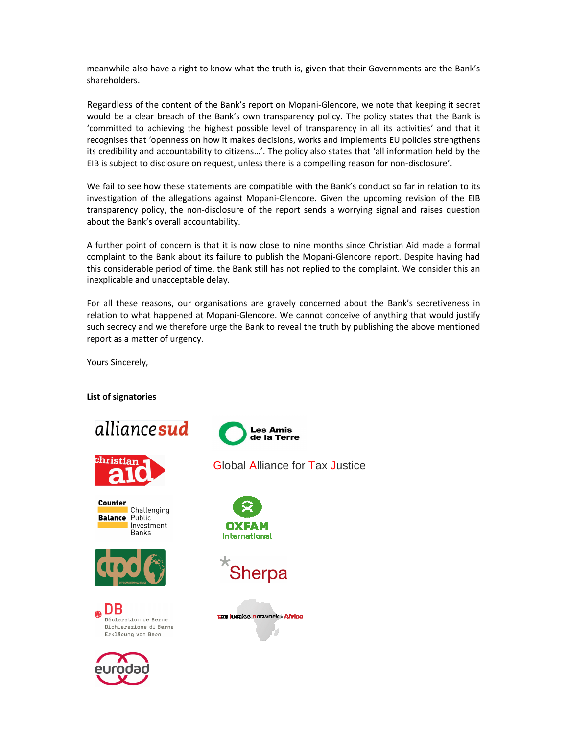meanwhile also have a right to know what the truth is, given that their Governments are the Bank's shareholders.

Regardless of the content of the Bank's report on Mopani-Glencore, we note that keeping it secret would be a clear breach of the Bank's own transparency policy. The policy states that the Bank is 'committed to achieving the highest possible level of transparency in all its activities' and that it recognises that 'openness on how it makes decisions, works and implements EU policies strengthens its credibility and accountability to citizens…'. The policy also states that 'all information held by the EIB is subject to disclosure on request, unless there is a compelling reason for non-disclosure'.

We fail to see how these statements are compatible with the Bank's conduct so far in relation to its investigation of the allegations against Mopani-Glencore. Given the upcoming revision of the EIB transparency policy, the non-disclosure of the report sends a worrying signal and raises question about the Bank's overall accountability.

A further point of concern is that it is now close to nine months since Christian Aid made a formal complaint to the Bank about its failure to publish the Mopani-Glencore report. Despite having had this considerable period of time, the Bank still has not replied to the complaint. We consider this an inexplicable and unacceptable delay.

For all these reasons, our organisations are gravely concerned about the Bank's secretiveness in relation to what happened at Mopani-Glencore. We cannot conceive of anything that would justify such secrecy and we therefore urge the Bank to reveal the truth by publishing the above mentioned report as a matter of urgency.

Yours Sincerely,

**List of signatories**

alliancesud

Les Amis de la Terre

christian aid

Global Alliance for Tax Justice

Counter Balance Challenging Public Investment Banks

OXFAM International

dtpd

Sherpa

DB Déclaration de Berne Dichiarazione di Berna Erklärung von Bern

tax justice network - Africa

eurodad